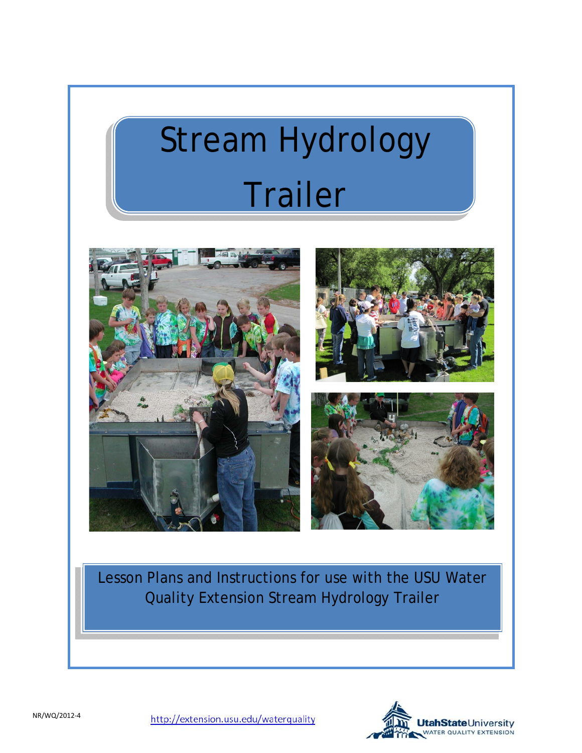# Stream Hydrology Trailer

Lesson Plans and Instructions for use with the USU Water Quality Extension Stream Hydrology Trailer

NR/WQ/2012-4

http://extension.usu.edu/waterquality

UtahStateUniversity
WATER QUALITY EXTENSION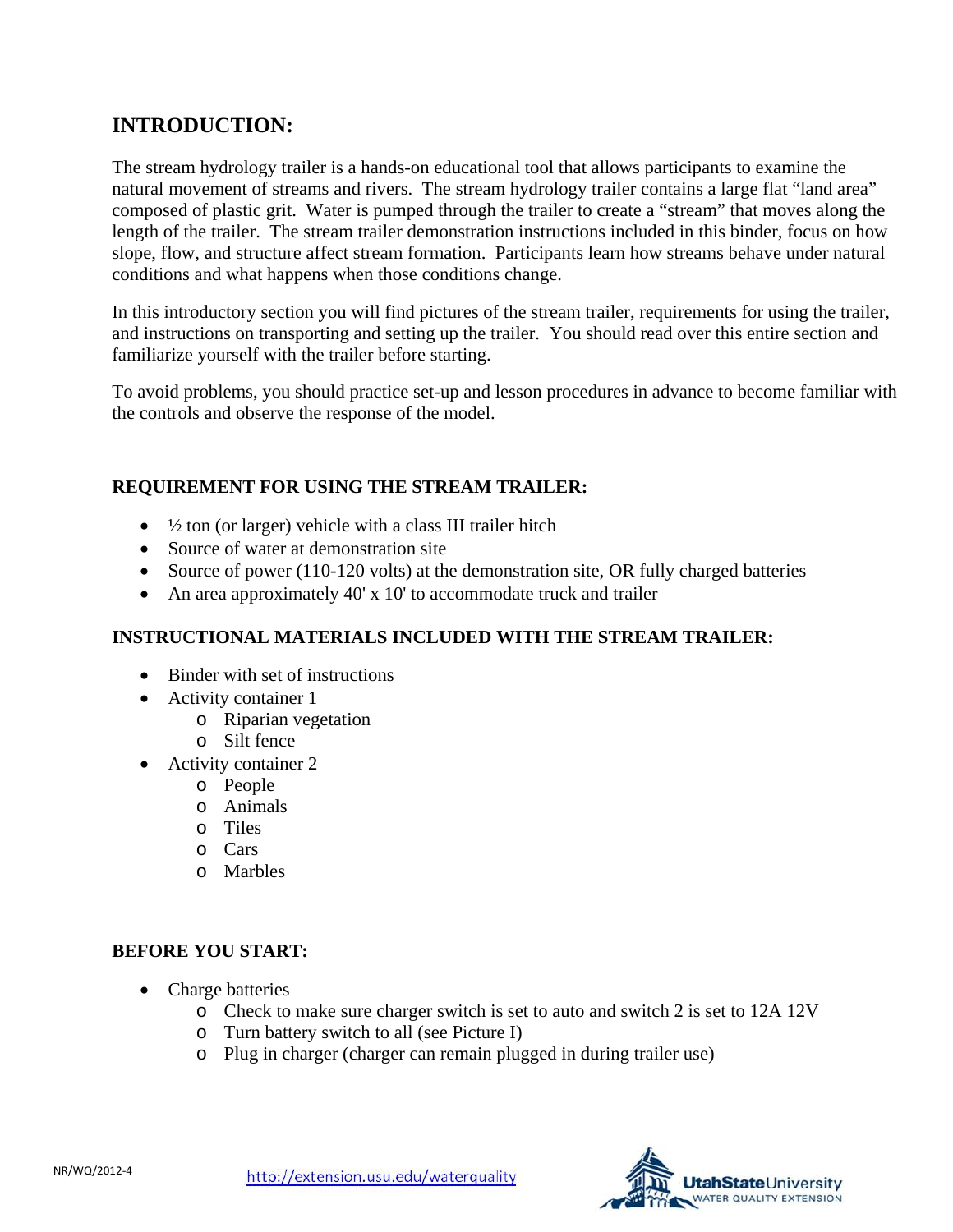## INTRODUCTION:

The stream hydrology trailer is a hands-on educational tool that allows participants to examine the natural movement of streams and rivers. The stream hydrology trailer contains a large flat "land area" composed of plastic grit. Water is pumped through the trailer to create a "stream" that moves along the length of the trailer. The stream trailer demonstration instructions included in this binder, focus on how slope, flow, and structure affect stream formation. Participants learn how streams behave under natural conditions and what happens when those conditions change.

In this introductory section you will find pictures of the stream trailer, requirements for using the trailer, and instructions on transporting and setting up the trailer. You should read over this entire section and familiarize yourself with the trailer before starting.

To avoid problems, you should practice set-up and lesson procedures in advance to become familiar with the controls and observe the response of the model.

### REQUIREMENT FOR USING THE STREAM TRAILER:

- ½ ton (or larger) vehicle with a class III trailer hitch
- Source of water at demonstration site
- Source of power (110-120 volts) at the demonstration site, OR fully charged batteries
- An area approximately 40' x 10' to accommodate truck and trailer

### INSTRUCTIONAL MATERIALS INCLUDED WITH THE STREAM TRAILER:

- Binder with set of instructions
- Activity container 1
  - Riparian vegetation
  - Silt fence
- Activity container 2
  - People
  - Animals
  - Tiles
  - Cars
  - Marbles

### BEFORE YOU START:

- Charge batteries
  - Check to make sure charger switch is set to auto and switch 2 is set to 12A 12V
  - Turn battery switch to all (see Picture I)
  - Plug in charger (charger can remain plugged in during trailer use)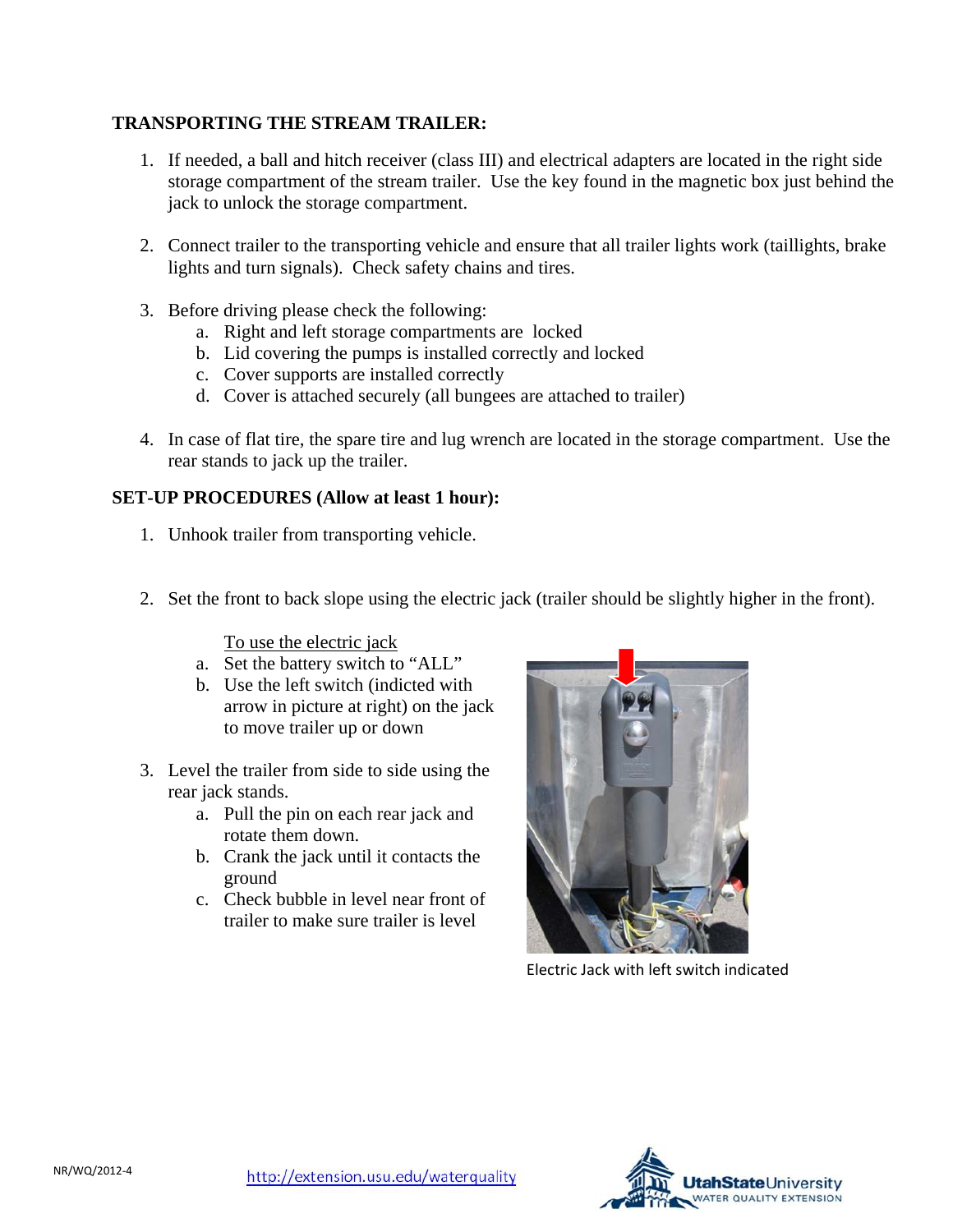**TRANSPORTING THE STREAM TRAILER:**

1. If needed, a ball and hitch receiver (class III) and electrical adapters are located in the right side storage compartment of the stream trailer. Use the key found in the magnetic box just behind the jack to unlock the storage compartment.

2. Connect trailer to the transporting vehicle and ensure that all trailer lights work (taillights, brake lights and turn signals). Check safety chains and tires.

3. Before driving please check the following:
   a. Right and left storage compartments are locked
   b. Lid covering the pumps is installed correctly and locked
   c. Cover supports are installed correctly
   d. Cover is attached securely (all bungees are attached to trailer)

4. In case of flat tire, the spare tire and lug wrench are located in the storage compartment. Use the rear stands to jack up the trailer.

**SET-UP PROCEDURES (Allow at least 1 hour):**

1. Unhook trailer from transporting vehicle.

2. Set the front to back slope using the electric jack (trailer should be slightly higher in the front).

   To use the electric jack
   a. Set the battery switch to "ALL"
   b. Use the left switch (indicted with arrow in picture at right) on the jack to move trailer up or down

3. Level the trailer from side to side using the rear jack stands.
   a. Pull the pin on each rear jack and rotate them down.
   b. Crank the jack until it contacts the ground
   c. Check bubble in level near front of trailer to make sure trailer is level

Electric Jack with left switch indicated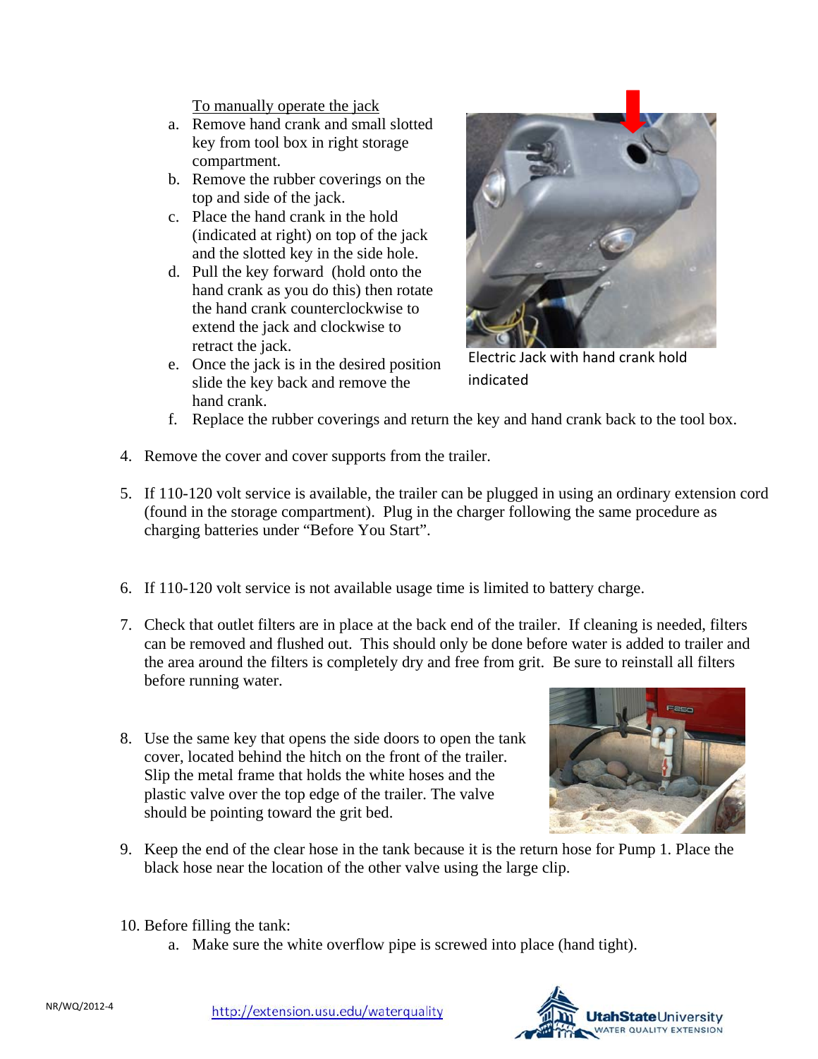To manually operate the jack

a. Remove hand crank and small slotted key from tool box in right storage compartment.
b. Remove the rubber coverings on the top and side of the jack.
c. Place the hand crank in the hold (indicated at right) on top of the jack and the slotted key in the side hole.
d. Pull the key forward (hold onto the hand crank as you do this) then rotate the hand crank counterclockwise to extend the jack and clockwise to retract the jack.
e. Once the jack is in the desired position slide the key back and remove the hand crank.
f. Replace the rubber coverings and return the key and hand crank back to the tool box.

Electric Jack with hand crank hold indicated

4. Remove the cover and cover supports from the trailer.

5. If 110-120 volt service is available, the trailer can be plugged in using an ordinary extension cord (found in the storage compartment). Plug in the charger following the same procedure as charging batteries under "Before You Start".

6. If 110-120 volt service is not available usage time is limited to battery charge.

7. Check that outlet filters are in place at the back end of the trailer. If cleaning is needed, filters can be removed and flushed out. This should only be done before water is added to trailer and the area around the filters is completely dry and free from grit. Be sure to reinstall all filters before running water.

8. Use the same key that opens the side doors to open the tank cover, located behind the hitch on the front of the trailer. Slip the metal frame that holds the white hoses and the plastic valve over the top edge of the trailer. The valve should be pointing toward the grit bed.

9. Keep the end of the clear hose in the tank because it is the return hose for Pump 1. Place the black hose near the location of the other valve using the large clip.

10. Before filling the tank:
    a. Make sure the white overflow pipe is screwed into place (hand tight).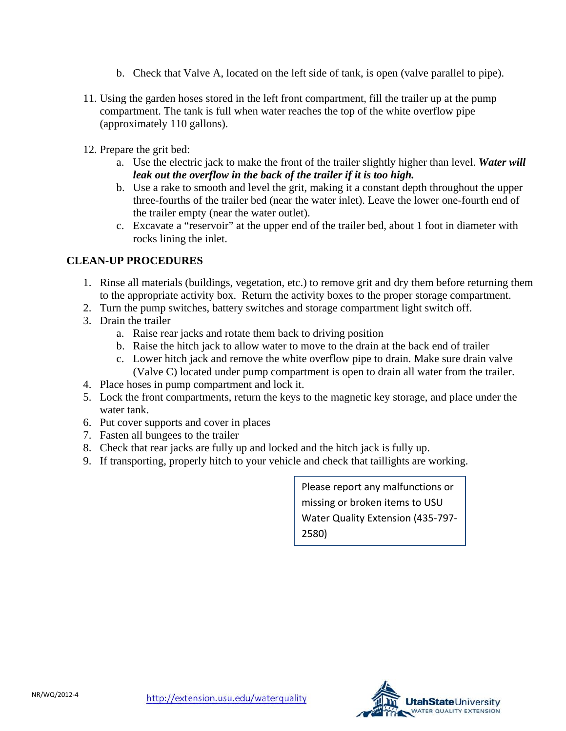b. Check that Valve A, located on the left side of tank, is open (valve parallel to pipe).

11. Using the garden hoses stored in the left front compartment, fill the trailer up at the pump compartment. The tank is full when water reaches the top of the white overflow pipe (approximately 110 gallons).

12. Prepare the grit bed:
    a. Use the electric jack to make the front of the trailer slightly higher than level. ***Water will leak out the overflow in the back of the trailer if it is too high.***
    b. Use a rake to smooth and level the grit, making it a constant depth throughout the upper three-fourths of the trailer bed (near the water inlet). Leave the lower one-fourth end of the trailer empty (near the water outlet).
    c. Excavate a "reservoir" at the upper end of the trailer bed, about 1 foot in diameter with rocks lining the inlet.

**CLEAN-UP PROCEDURES**

1. Rinse all materials (buildings, vegetation, etc.) to remove grit and dry them before returning them to the appropriate activity box. Return the activity boxes to the proper storage compartment.
2. Turn the pump switches, battery switches and storage compartment light switch off.
3. Drain the trailer
    a. Raise rear jacks and rotate them back to driving position
    b. Raise the hitch jack to allow water to move to the drain at the back end of trailer
    c. Lower hitch jack and remove the white overflow pipe to drain. Make sure drain valve (Valve C) located under pump compartment is open to drain all water from the trailer.
4. Place hoses in pump compartment and lock it.
5. Lock the front compartments, return the keys to the magnetic key storage, and place under the water tank.
6. Put cover supports and cover in places
7. Fasten all bungees to the trailer
8. Check that rear jacks are fully up and locked and the hitch jack is fully up.
9. If transporting, properly hitch to your vehicle and check that taillights are working.

Please report any malfunctions or missing or broken items to USU Water Quality Extension (435-797-2580)

NR/WQ/2012-4 http://extension.usu.edu/waterquality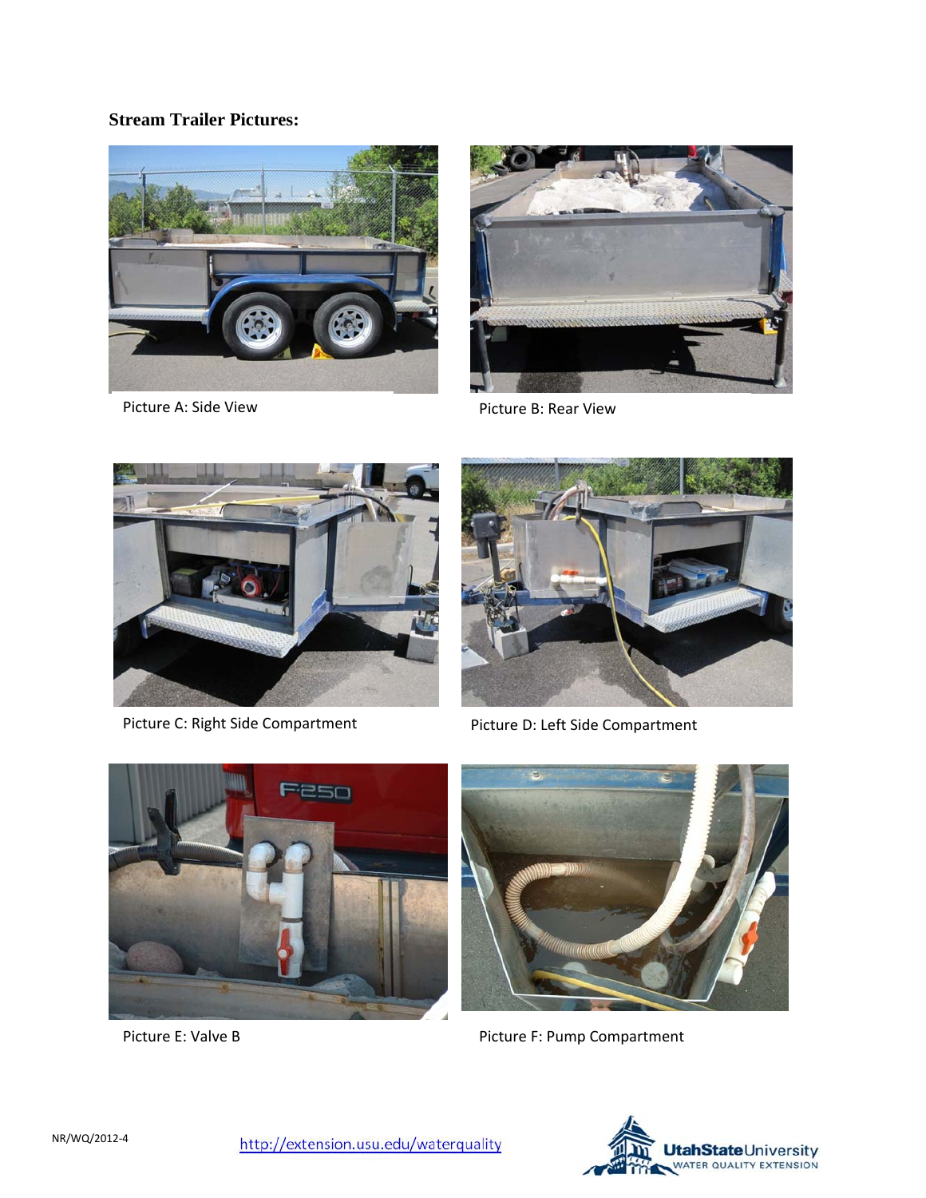**Stream Trailer Pictures:**

Picture A: Side View

Picture B: Rear View

Picture C: Right Side Compartment

Picture D: Left Side Compartment

Picture E: Valve B

Picture F: Pump Compartment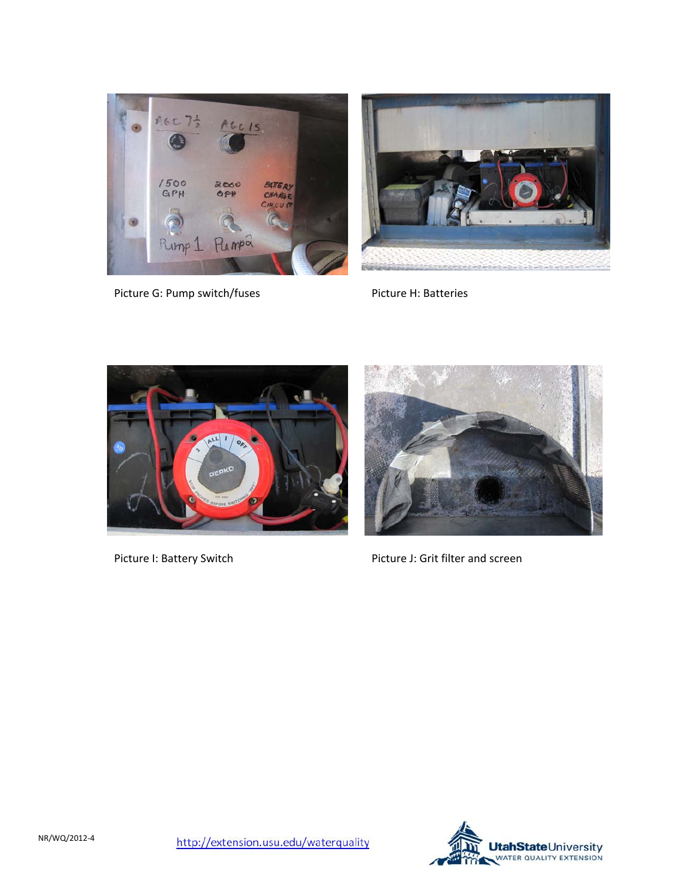Picture G: Pump switch/fuses

Picture H: Batteries

Picture I: Battery Switch

Picture J: Grit filter and screen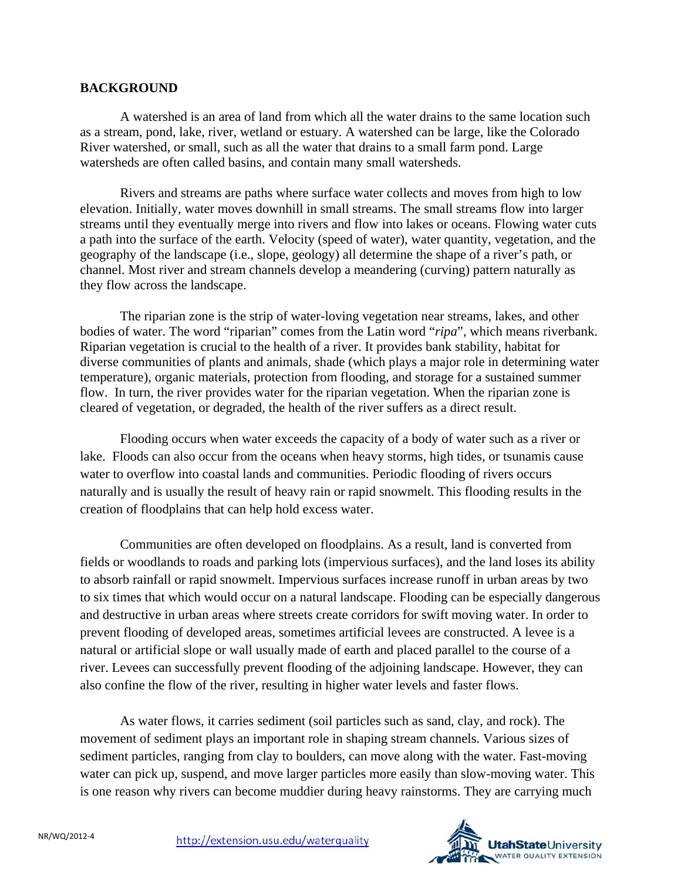## BACKGROUND

A watershed is an area of land from which all the water drains to the same location such as a stream, pond, lake, river, wetland or estuary. A watershed can be large, like the Colorado River watershed, or small, such as all the water that drains to a small farm pond. Large watersheds are often called basins, and contain many small watersheds.

Rivers and streams are paths where surface water collects and moves from high to low elevation. Initially, water moves downhill in small streams. The small streams flow into larger streams until they eventually merge into rivers and flow into lakes or oceans. Flowing water cuts a path into the surface of the earth. Velocity (speed of water), water quantity, vegetation, and the geography of the landscape (i.e., slope, geology) all determine the shape of a river's path, or channel. Most river and stream channels develop a meandering (curving) pattern naturally as they flow across the landscape.

The riparian zone is the strip of water-loving vegetation near streams, lakes, and other bodies of water. The word "riparian" comes from the Latin word "*ripa*", which means riverbank. Riparian vegetation is crucial to the health of a river. It provides bank stability, habitat for diverse communities of plants and animals, shade (which plays a major role in determining water temperature), organic materials, protection from flooding, and storage for a sustained summer flow. In turn, the river provides water for the riparian vegetation. When the riparian zone is cleared of vegetation, or degraded, the health of the river suffers as a direct result.

Flooding occurs when water exceeds the capacity of a body of water such as a river or lake. Floods can also occur from the oceans when heavy storms, high tides, or tsunamis cause water to overflow into coastal lands and communities. Periodic flooding of rivers occurs naturally and is usually the result of heavy rain or rapid snowmelt. This flooding results in the creation of floodplains that can help hold excess water.

Communities are often developed on floodplains. As a result, land is converted from fields or woodlands to roads and parking lots (impervious surfaces), and the land loses its ability to absorb rainfall or rapid snowmelt. Impervious surfaces increase runoff in urban areas by two to six times that which would occur on a natural landscape. Flooding can be especially dangerous and destructive in urban areas where streets create corridors for swift moving water. In order to prevent flooding of developed areas, sometimes artificial levees are constructed. A levee is a natural or artificial slope or wall usually made of earth and placed parallel to the course of a river. Levees can successfully prevent flooding of the adjoining landscape. However, they can also confine the flow of the river, resulting in higher water levels and faster flows.

As water flows, it carries sediment (soil particles such as sand, clay, and rock). The movement of sediment plays an important role in shaping stream channels. Various sizes of sediment particles, ranging from clay to boulders, can move along with the water. Fast-moving water can pick up, suspend, and move larger particles more easily than slow-moving water. This is one reason why rivers can become muddier during heavy rainstorms. They are carrying much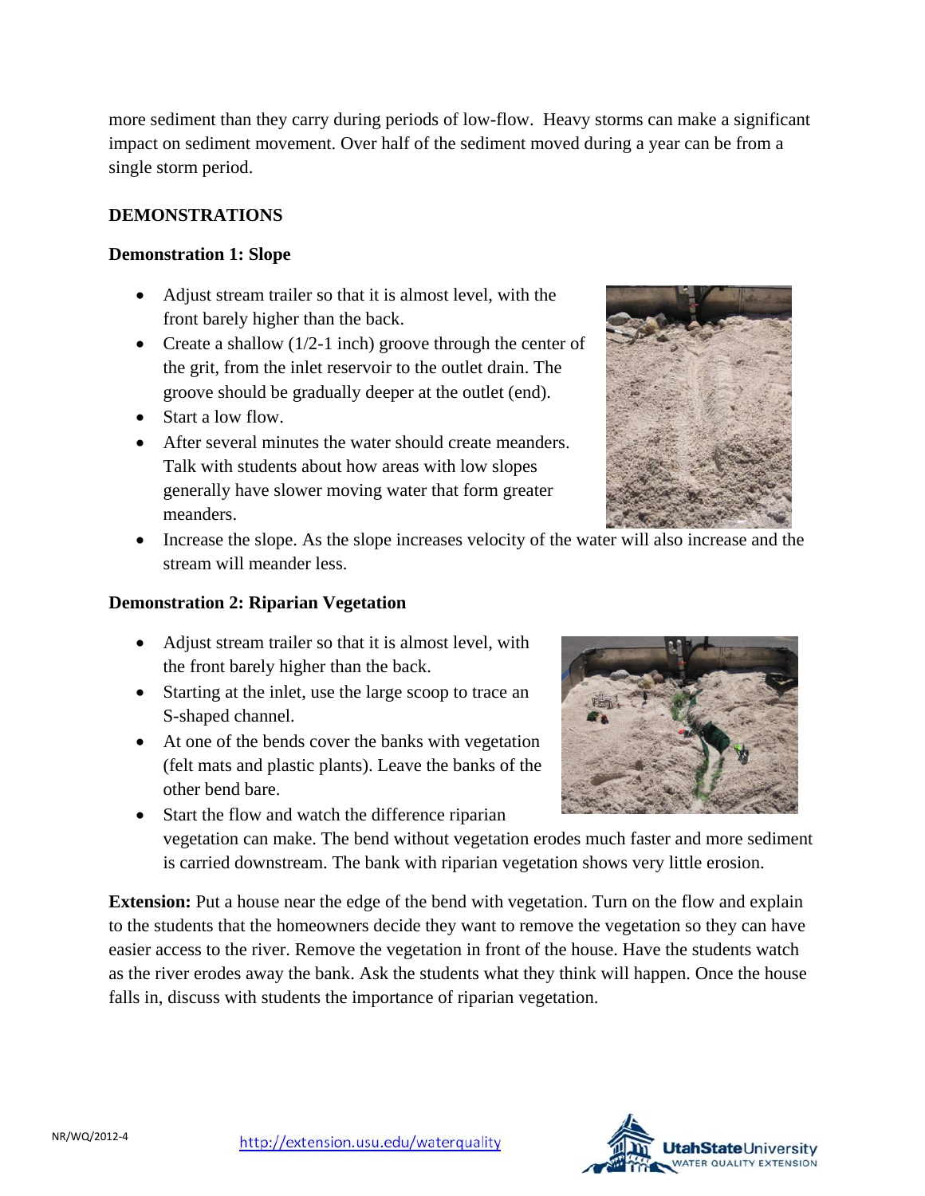more sediment than they carry during periods of low-flow. Heavy storms can make a significant impact on sediment movement. Over half of the sediment moved during a year can be from a single storm period.

## DEMONSTRATIONS

### Demonstration 1: Slope

- Adjust stream trailer so that it is almost level, with the front barely higher than the back.
- Create a shallow (1/2-1 inch) groove through the center of the grit, from the inlet reservoir to the outlet drain. The groove should be gradually deeper at the outlet (end).
- Start a low flow.
- After several minutes the water should create meanders. Talk with students about how areas with low slopes generally have slower moving water that form greater meanders.
- Increase the slope. As the slope increases velocity of the water will also increase and the stream will meander less.

### Demonstration 2: Riparian Vegetation

- Adjust stream trailer so that it is almost level, with the front barely higher than the back.
- Starting at the inlet, use the large scoop to trace an S-shaped channel.
- At one of the bends cover the banks with vegetation (felt mats and plastic plants). Leave the banks of the other bend bare.
- Start the flow and watch the difference riparian vegetation can make. The bend without vegetation erodes much faster and more sediment is carried downstream. The bank with riparian vegetation shows very little erosion.

**Extension:** Put a house near the edge of the bend with vegetation. Turn on the flow and explain to the students that the homeowners decide they want to remove the vegetation so they can have easier access to the river. Remove the vegetation in front of the house. Have the students watch as the river erodes away the bank. Ask the students what they think will happen. Once the house falls in, discuss with students the importance of riparian vegetation.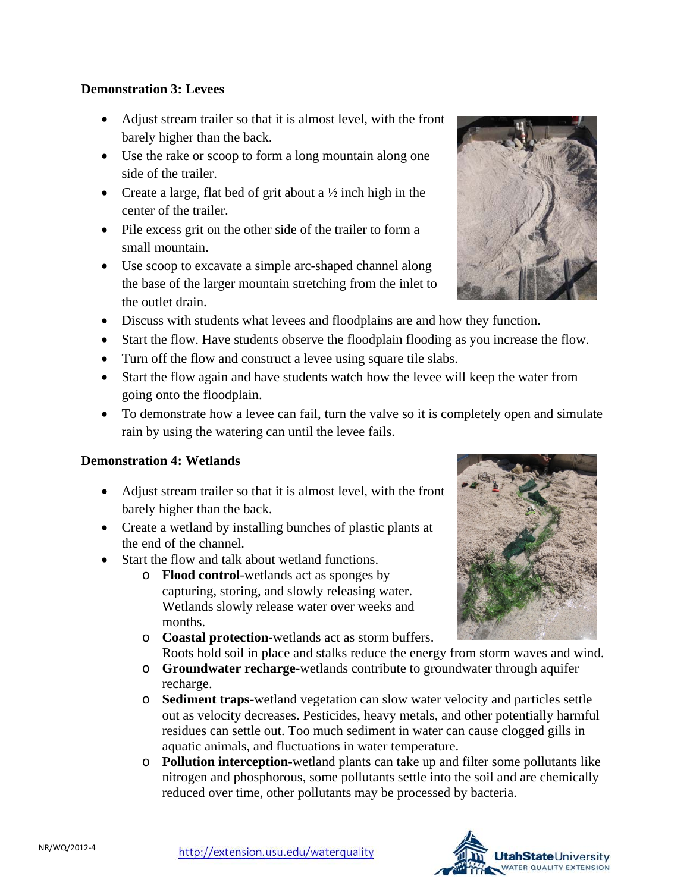**Demonstration 3: Levees**

- Adjust stream trailer so that it is almost level, with the front barely higher than the back.
- Use the rake or scoop to form a long mountain along one side of the trailer.
- Create a large, flat bed of grit about a ½ inch high in the center of the trailer.
- Pile excess grit on the other side of the trailer to form a small mountain.
- Use scoop to excavate a simple arc-shaped channel along the base of the larger mountain stretching from the inlet to the outlet drain.
- Discuss with students what levees and floodplains are and how they function.
- Start the flow. Have students observe the floodplain flooding as you increase the flow.
- Turn off the flow and construct a levee using square tile slabs.
- Start the flow again and have students watch how the levee will keep the water from going onto the floodplain.
- To demonstrate how a levee can fail, turn the valve so it is completely open and simulate rain by using the watering can until the levee fails.

**Demonstration 4: Wetlands**

- Adjust stream trailer so that it is almost level, with the front barely higher than the back.
- Create a wetland by installing bunches of plastic plants at the end of the channel.
- Start the flow and talk about wetland functions.
    - **Flood control**-wetlands act as sponges by capturing, storing, and slowly releasing water. Wetlands slowly release water over weeks and months.
    - **Coastal protection**-wetlands act as storm buffers. Roots hold soil in place and stalks reduce the energy from storm waves and wind.
    - **Groundwater recharge**-wetlands contribute to groundwater through aquifer recharge.
    - **Sediment traps**-wetland vegetation can slow water velocity and particles settle out as velocity decreases. Pesticides, heavy metals, and other potentially harmful residues can settle out. Too much sediment in water can cause clogged gills in aquatic animals, and fluctuations in water temperature.
    - **Pollution interception**-wetland plants can take up and filter some pollutants like nitrogen and phosphorous, some pollutants settle into the soil and are chemically reduced over time, other pollutants may be processed by bacteria.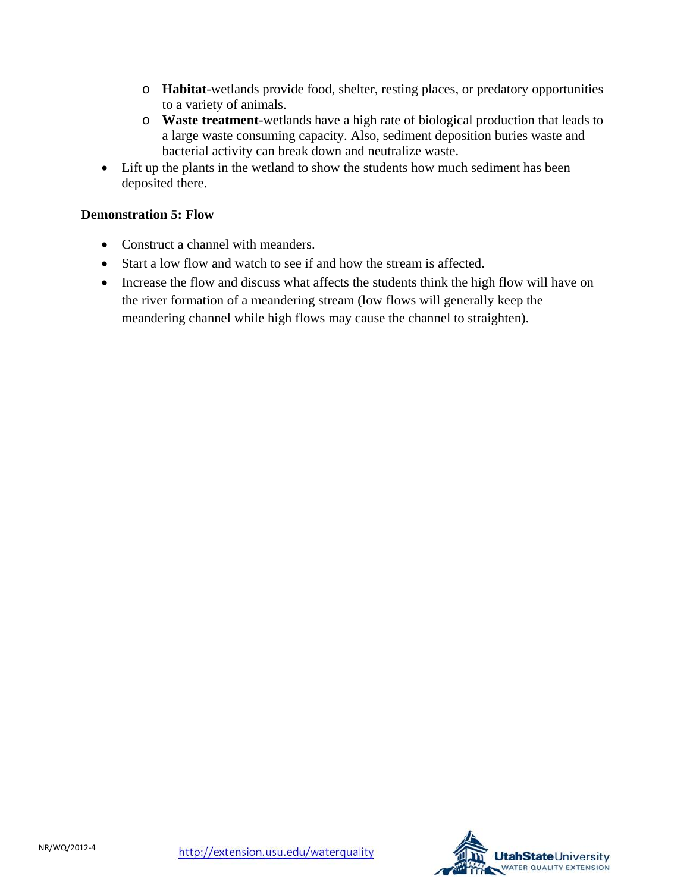- **Habitat**-wetlands provide food, shelter, resting places, or predatory opportunities to a variety of animals.
  - **Waste treatment**-wetlands have a high rate of biological production that leads to a large waste consuming capacity. Also, sediment deposition buries waste and bacterial activity can break down and neutralize waste.
- Lift up the plants in the wetland to show the students how much sediment has been deposited there.

**Demonstration 5: Flow**

- Construct a channel with meanders.
- Start a low flow and watch to see if and how the stream is affected.
- Increase the flow and discuss what affects the students think the high flow will have on the river formation of a meandering stream (low flows will generally keep the meandering channel while high flows may cause the channel to straighten).